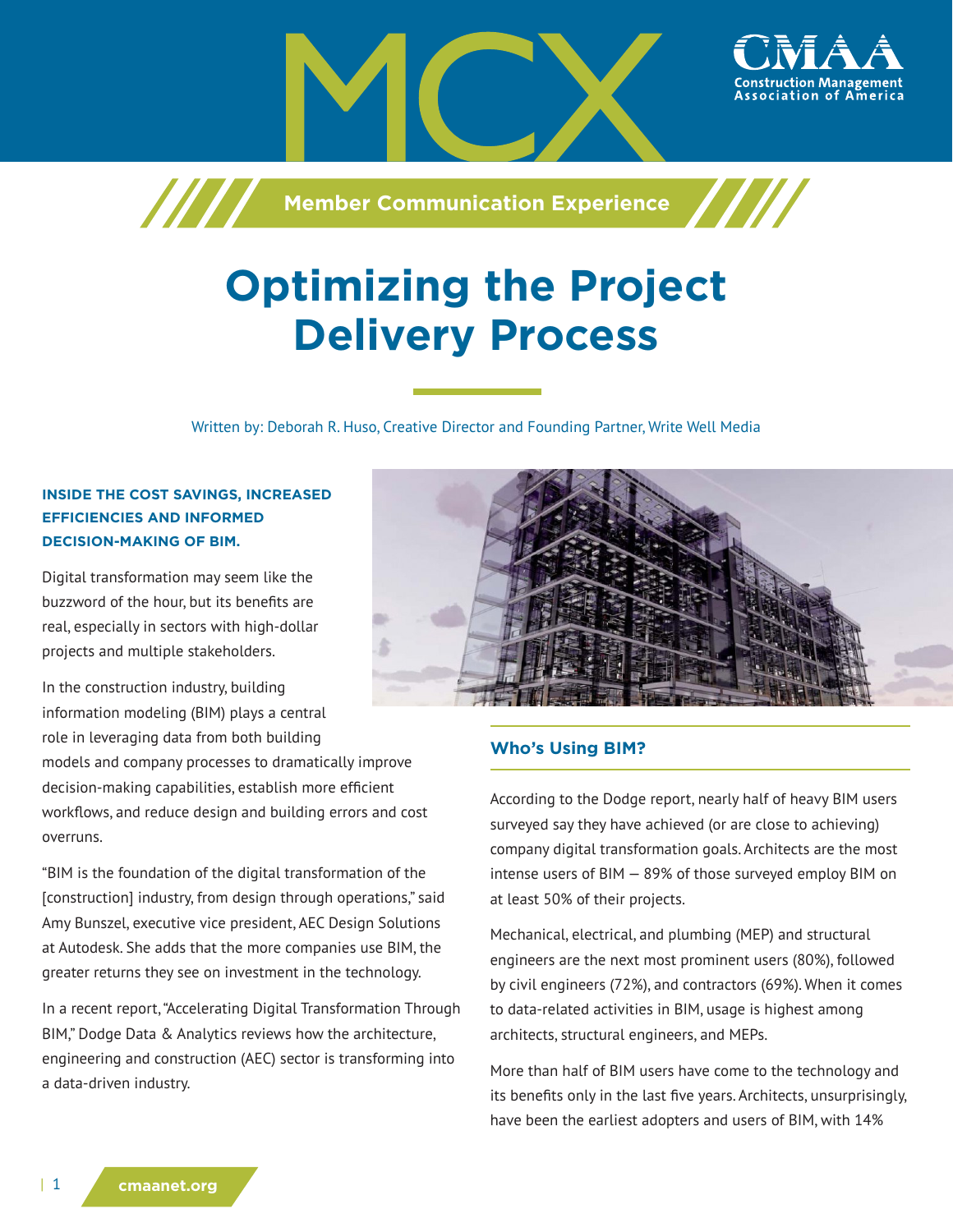MCX

Member Communication Experience

# Optimizing the Project Delivery Process

Written by: Deborah R. Huso, Creative Director and Founding Partner, Write Well Media

**INSIDE THE COST SAVINGS, INCREASED EFFICIENCIES AND INFORMED DECISION-MAKING OF BIM.**

Digital transformation may seem like the buzzword of the hour, but its benefits are real, especially in sectors with high-dollar projects and multiple stakeholders.

In the construction industry, building information modeling (BIM) plays a central role in leveraging data from both building models and company processes to dramatically improve decision-making capabilities, establish more efficient workflows, and reduce design and building errors and cost overruns.

"BIM is the foundation of the digital transformation of the [construction] industry, from design through operations," said Amy Bunszel, executive vice president, AEC Design Solutions at Autodesk. She adds that the more companies use BIM, the greater returns they see on investment in the technology.

In a recent report, "Accelerating Digital Transformation Through BIM," Dodge Data & Analytics reviews how the architecture, engineering and construction (AEC) sector is transforming into a data-driven industry.

## Who's Using BIM?

According to the Dodge report, nearly half of heavy BIM users surveyed say they have achieved (or are close to achieving) company digital transformation goals. Architects are the most intense users of BIM — 89% of those surveyed employ BIM on at least 50% of their projects.

Mechanical, electrical, and plumbing (MEP) and structural engineers are the next most prominent users (80%), followed by civil engineers (72%), and contractors (69%). When it comes to data-related activities in BIM, usage is highest among architects, structural engineers, and MEPs.

More than half of BIM users have come to the technology and its benefits only in the last five years. Architects, unsurprisingly, have been the earliest adopters and users of BIM, with 14%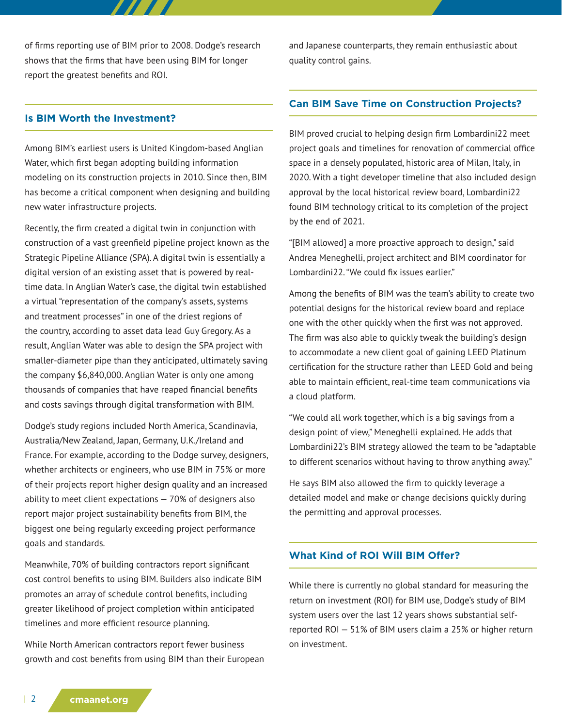of firms reporting use of BIM prior to 2008. Dodge's research shows that the firms that have been using BIM for longer report the greatest benefits and ROI.

## Is BIM Worth the Investment?

Among BIM's earliest users is United Kingdom-based Anglian Water, which first began adopting building information modeling on its construction projects in 2010. Since then, BIM has become a critical component when designing and building new water infrastructure projects.

Recently, the firm created a digital twin in conjunction with construction of a vast greenfield pipeline project known as the Strategic Pipeline Alliance (SPA). A digital twin is essentially a digital version of an existing asset that is powered by real-time data. In Anglian Water's case, the digital twin established a virtual "representation of the company's assets, systems and treatment processes" in one of the driest regions of the country, according to asset data lead Guy Gregory. As a result, Anglian Water was able to design the SPA project with smaller-diameter pipe than they anticipated, ultimately saving the company $6,840,000. Anglian Water is only one among thousands of companies that have reaped financial benefits and costs savings through digital transformation with BIM.

Dodge's study regions included North America, Scandinavia, Australia/New Zealand, Japan, Germany, U.K./Ireland and France. For example, according to the Dodge survey, designers, whether architects or engineers, who use BIM in 75% or more of their projects report higher design quality and an increased ability to meet client expectations — 70% of designers also report major project sustainability benefits from BIM, the biggest one being regularly exceeding project performance goals and standards.

Meanwhile, 70% of building contractors report significant cost control benefits to using BIM. Builders also indicate BIM promotes an array of schedule control benefits, including greater likelihood of project completion within anticipated timelines and more efficient resource planning.

While North American contractors report fewer business growth and cost benefits from using BIM than their European and Japanese counterparts, they remain enthusiastic about quality control gains.

## Can BIM Save Time on Construction Projects?

BIM proved crucial to helping design firm Lombardini22 meet project goals and timelines for renovation of commercial office space in a densely populated, historic area of Milan, Italy, in 2020. With a tight developer timeline that also included design approval by the local historical review board, Lombardini22 found BIM technology critical to its completion of the project by the end of 2021.

"[BIM allowed] a more proactive approach to design," said Andrea Meneghelli, project architect and BIM coordinator for Lombardini22. "We could fix issues earlier."

Among the benefits of BIM was the team's ability to create two potential designs for the historical review board and replace one with the other quickly when the first was not approved. The firm was also able to quickly tweak the building's design to accommodate a new client goal of gaining LEED Platinum certification for the structure rather than LEED Gold and being able to maintain efficient, real-time team communications via a cloud platform.

"We could all work together, which is a big savings from a design point of view," Meneghelli explained. He adds that Lombardini22's BIM strategy allowed the team to be "adaptable to different scenarios without having to throw anything away."

He says BIM also allowed the firm to quickly leverage a detailed model and make or change decisions quickly during the permitting and approval processes.

## What Kind of ROI Will BIM Offer?

While there is currently no global standard for measuring the return on investment (ROI) for BIM use, Dodge's study of BIM system users over the last 12 years shows substantial self-reported ROI — 51% of BIM users claim a 25% or higher return on investment.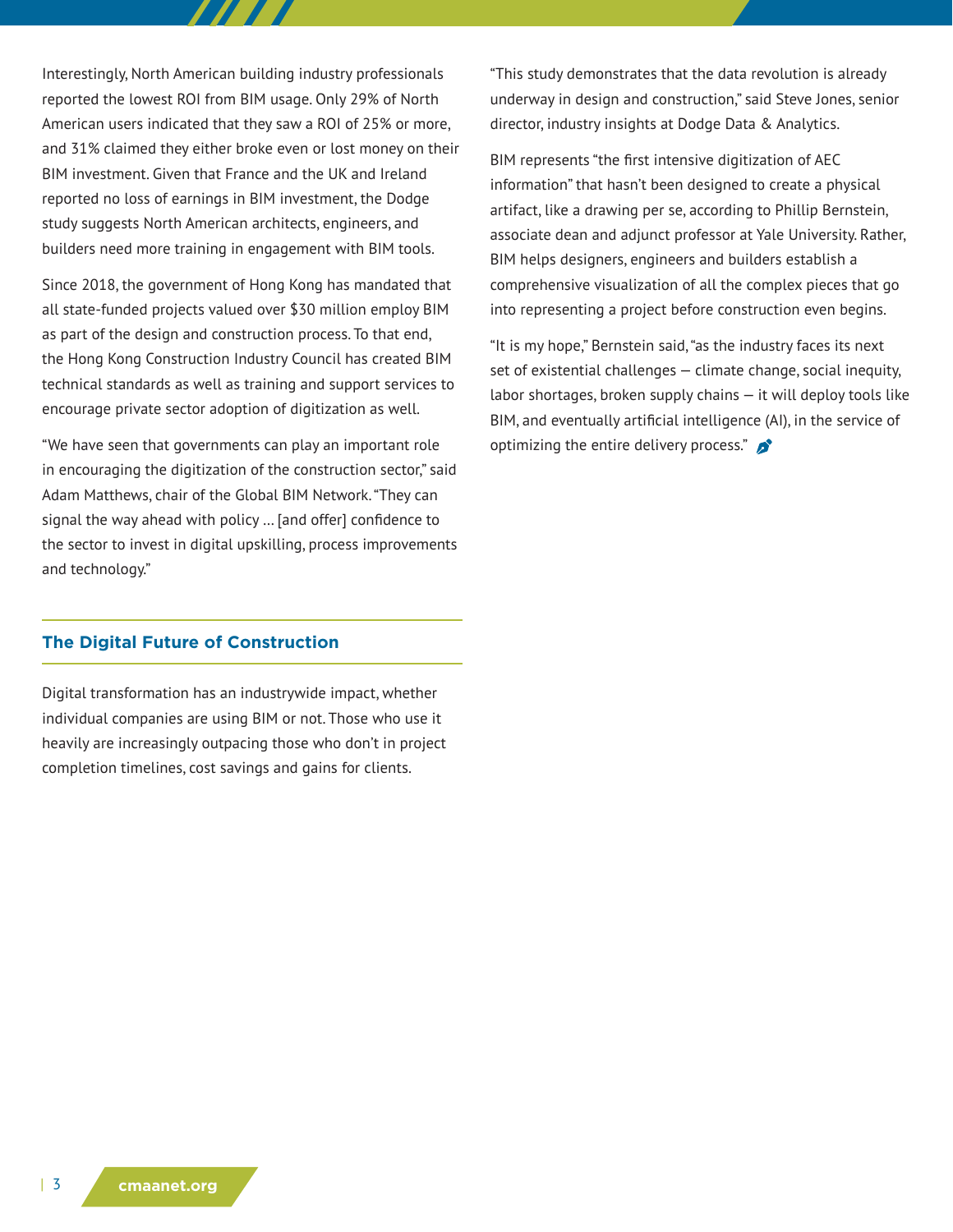Interestingly, North American building industry professionals reported the lowest ROI from BIM usage. Only 29% of North American users indicated that they saw a ROI of 25% or more, and 31% claimed they either broke even or lost money on their BIM investment. Given that France and the UK and Ireland reported no loss of earnings in BIM investment, the Dodge study suggests North American architects, engineers, and builders need more training in engagement with BIM tools.

Since 2018, the government of Hong Kong has mandated that all state-funded projects valued over $30 million employ BIM as part of the design and construction process. To that end, the Hong Kong Construction Industry Council has created BIM technical standards as well as training and support services to encourage private sector adoption of digitization as well.

"We have seen that governments can play an important role in encouraging the digitization of the construction sector," said Adam Matthews, chair of the Global BIM Network. "They can signal the way ahead with policy … [and offer] confidence to the sector to invest in digital upskilling, process improvements and technology."

## The Digital Future of Construction

Digital transformation has an industrywide impact, whether individual companies are using BIM or not. Those who use it heavily are increasingly outpacing those who don't in project completion timelines, cost savings and gains for clients.

"This study demonstrates that the data revolution is already underway in design and construction," said Steve Jones, senior director, industry insights at Dodge Data & Analytics.

BIM represents "the first intensive digitization of AEC information" that hasn't been designed to create a physical artifact, like a drawing per se, according to Phillip Bernstein, associate dean and adjunct professor at Yale University. Rather, BIM helps designers, engineers and builders establish a comprehensive visualization of all the complex pieces that go into representing a project before construction even begins.

"It is my hope," Bernstein said, "as the industry faces its next set of existential challenges — climate change, social inequity, labor shortages, broken supply chains — it will deploy tools like BIM, and eventually artificial intelligence (AI), in the service of optimizing the entire delivery process."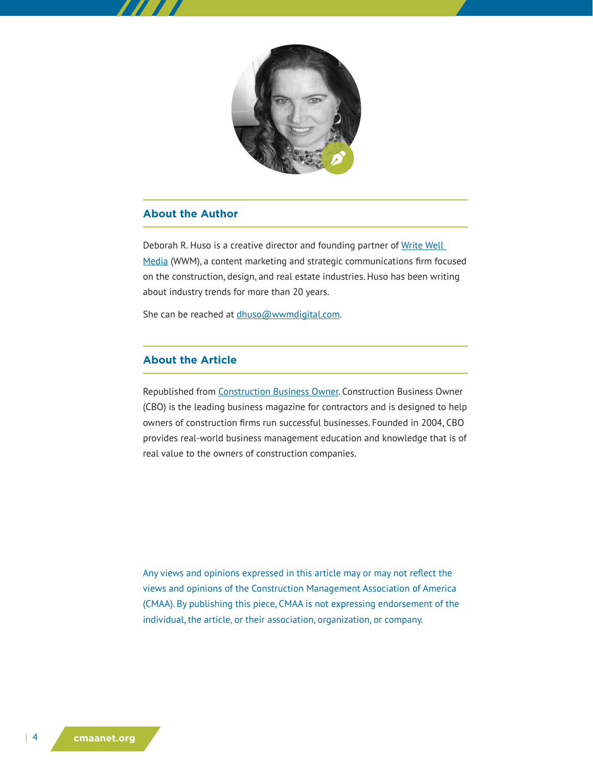## About the Author

Deborah R. Huso is a creative director and founding partner of Write Well Media (WWM), a content marketing and strategic communications firm focused on the construction, design, and real estate industries. Huso has been writing about industry trends for more than 20 years.

She can be reached at dhuso@wwmdigital.com.

## About the Article

Republished from Construction Business Owner. Construction Business Owner (CBO) is the leading business magazine for contractors and is designed to help owners of construction firms run successful businesses. Founded in 2004, CBO provides real-world business management education and knowledge that is of real value to the owners of construction companies.

Any views and opinions expressed in this article may or may not reflect the views and opinions of the Construction Management Association of America (CMAA). By publishing this piece, CMAA is not expressing endorsement of the individual, the article, or their association, organization, or company.